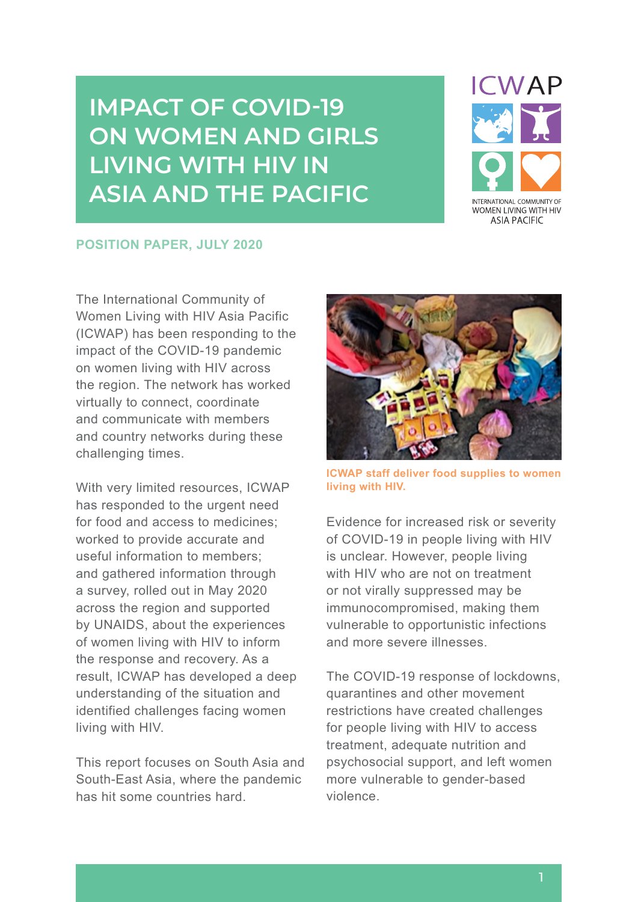# IMPACT OF COVID-19 ON WOMEN AND GIRLS LIVING WITH HIV IN ASIA AND THE PACIFIC

ICWAP

INTERNATIONAL COMMUNITY OF WOMEN LIVING WITH HIV ASIA PACIFIC

**POSITION PAPER, JULY 2020**

The International Community of Women Living with HIV Asia Pacific (ICWAP) has been responding to the impact of the COVID-19 pandemic on women living with HIV across the region. The network has worked virtually to connect, coordinate and communicate with members and country networks during these challenging times.

With very limited resources, ICWAP has responded to the urgent need for food and access to medicines; worked to provide accurate and useful information to members; and gathered information through a survey, rolled out in May 2020 across the region and supported by UNAIDS, about the experiences of women living with HIV to inform the response and recovery. As a result, ICWAP has developed a deep understanding of the situation and identified challenges facing women living with HIV.

This report focuses on South Asia and South-East Asia, where the pandemic has hit some countries hard.

**ICWAP staff deliver food supplies to women living with HIV.**

Evidence for increased risk or severity of COVID-19 in people living with HIV is unclear. However, people living with HIV who are not on treatment or not virally suppressed may be immunocompromised, making them vulnerable to opportunistic infections and more severe illnesses.

The COVID-19 response of lockdowns, quarantines and other movement restrictions have created challenges for people living with HIV to access treatment, adequate nutrition and psychosocial support, and left women more vulnerable to gender-based violence.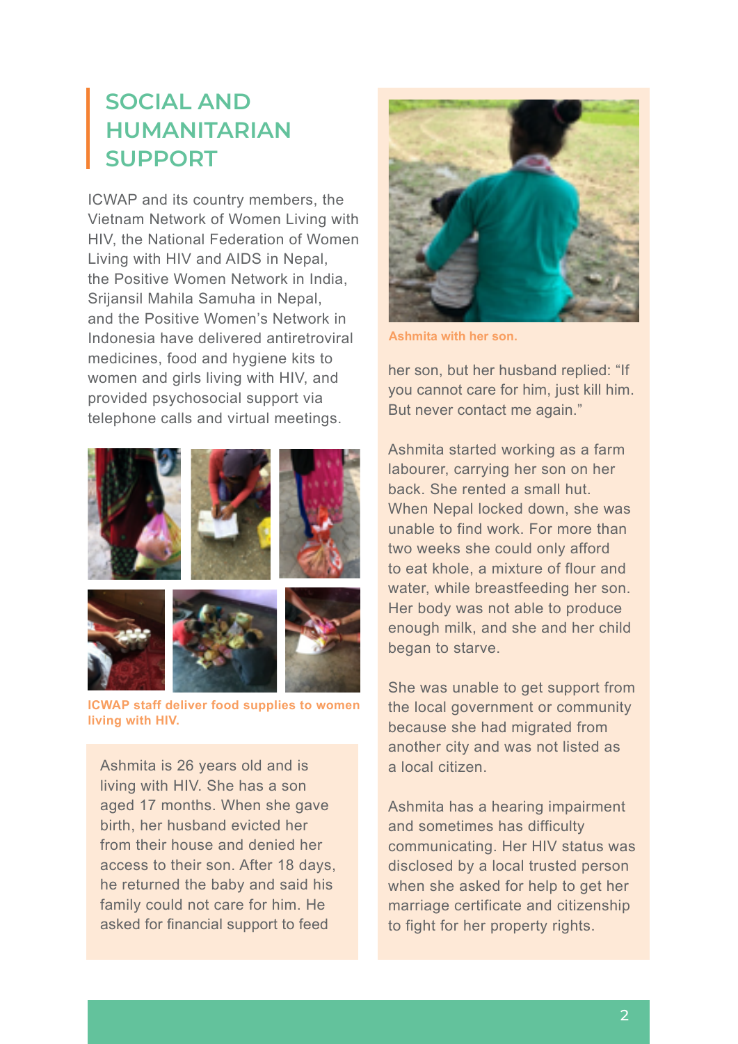## SOCIAL AND HUMANITARIAN SUPPORT

ICWAP and its country members, the Vietnam Network of Women Living with HIV, the National Federation of Women Living with HIV and AIDS in Nepal, the Positive Women Network in India, Srijansil Mahila Samuha in Nepal, and the Positive Women's Network in Indonesia have delivered antiretroviral medicines, food and hygiene kits to women and girls living with HIV, and provided psychosocial support via telephone calls and virtual meetings.

**ICWAP staff deliver food supplies to women living with HIV.**

Ashmita is 26 years old and is living with HIV. She has a son aged 17 months. When she gave birth, her husband evicted her from their house and denied her access to their son. After 18 days, he returned the baby and said his family could not care for him. He asked for financial support to feed her son, but her husband replied: "If you cannot care for him, just kill him. But never contact me again."

**Ashmita with her son.**

Ashmita started working as a farm labourer, carrying her son on her back. She rented a small hut. When Nepal locked down, she was unable to find work. For more than two weeks she could only afford to eat khole, a mixture of flour and water, while breastfeeding her son. Her body was not able to produce enough milk, and she and her child began to starve.

She was unable to get support from the local government or community because she had migrated from another city and was not listed as a local citizen.

Ashmita has a hearing impairment and sometimes has difficulty communicating. Her HIV status was disclosed by a local trusted person when she asked for help to get her marriage certificate and citizenship to fight for her property rights.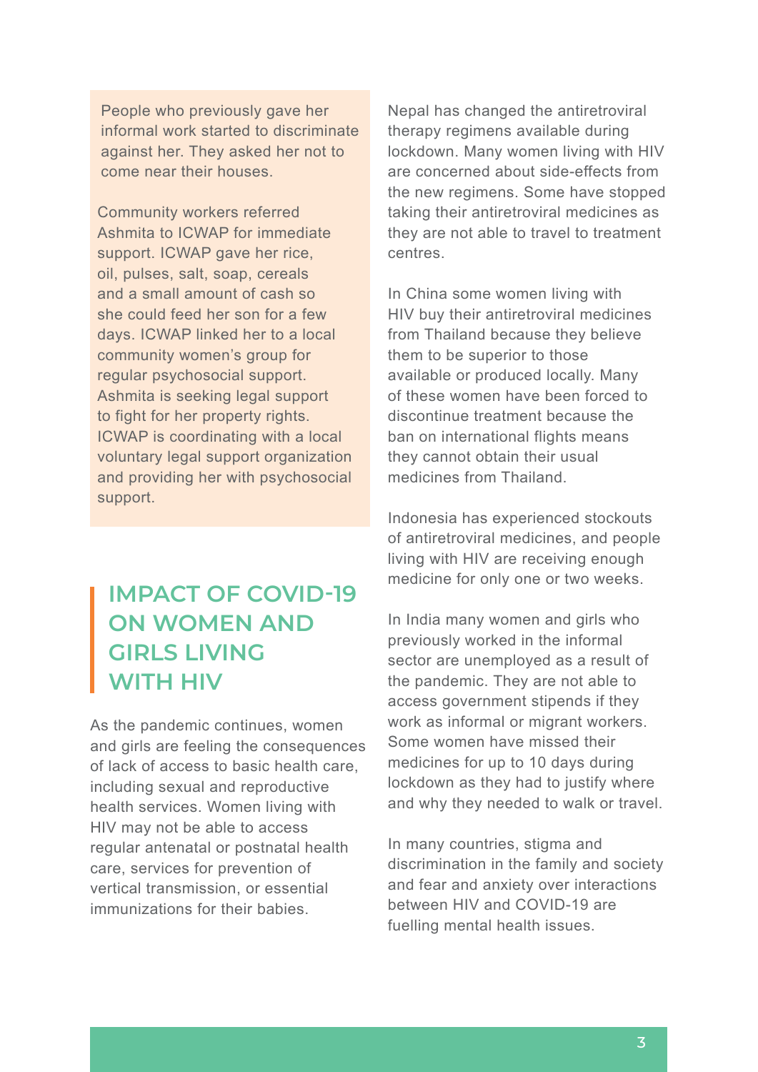People who previously gave her informal work started to discriminate against her. They asked her not to come near their houses.

Community workers referred Ashmita to ICWAP for immediate support. ICWAP gave her rice, oil, pulses, salt, soap, cereals and a small amount of cash so she could feed her son for a few days. ICWAP linked her to a local community women's group for regular psychosocial support. Ashmita is seeking legal support to fight for her property rights. ICWAP is coordinating with a local voluntary legal support organization and providing her with psychosocial support.

## IMPACT OF COVID-19 ON WOMEN AND GIRLS LIVING WITH HIV

As the pandemic continues, women and girls are feeling the consequences of lack of access to basic health care, including sexual and reproductive health services. Women living with HIV may not be able to access regular antenatal or postnatal health care, services for prevention of vertical transmission, or essential immunizations for their babies.

Nepal has changed the antiretroviral therapy regimens available during lockdown. Many women living with HIV are concerned about side-effects from the new regimens. Some have stopped taking their antiretroviral medicines as they are not able to travel to treatment centres.

In China some women living with HIV buy their antiretroviral medicines from Thailand because they believe them to be superior to those available or produced locally. Many of these women have been forced to discontinue treatment because the ban on international flights means they cannot obtain their usual medicines from Thailand.

Indonesia has experienced stockouts of antiretroviral medicines, and people living with HIV are receiving enough medicine for only one or two weeks.

In India many women and girls who previously worked in the informal sector are unemployed as a result of the pandemic. They are not able to access government stipends if they work as informal or migrant workers. Some women have missed their medicines for up to 10 days during lockdown as they had to justify where and why they needed to walk or travel.

In many countries, stigma and discrimination in the family and society and fear and anxiety over interactions between HIV and COVID-19 are fuelling mental health issues.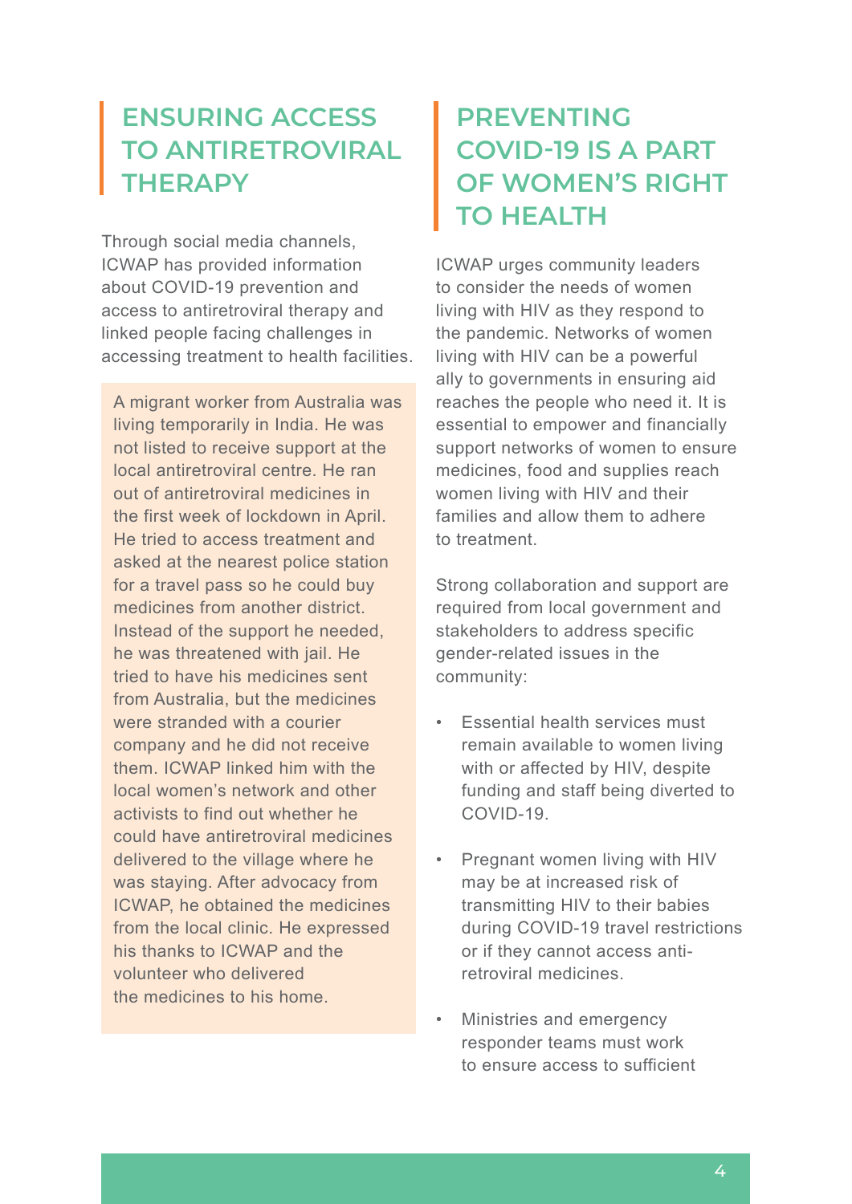## ENSURING ACCESS TO ANTIRETROVIRAL THERAPY

Through social media channels, ICWAP has provided information about COVID-19 prevention and access to antiretroviral therapy and linked people facing challenges in accessing treatment to health facilities.

A migrant worker from Australia was living temporarily in India. He was not listed to receive support at the local antiretroviral centre. He ran out of antiretroviral medicines in the first week of lockdown in April. He tried to access treatment and asked at the nearest police station for a travel pass so he could buy medicines from another district. Instead of the support he needed, he was threatened with jail. He tried to have his medicines sent from Australia, but the medicines were stranded with a courier company and he did not receive them. ICWAP linked him with the local women's network and other activists to find out whether he could have antiretroviral medicines delivered to the village where he was staying. After advocacy from ICWAP, he obtained the medicines from the local clinic. He expressed his thanks to ICWAP and the volunteer who delivered the medicines to his home.

## PREVENTING COVID-19 IS A PART OF WOMEN'S RIGHT TO HEALTH

ICWAP urges community leaders to consider the needs of women living with HIV as they respond to the pandemic. Networks of women living with HIV can be a powerful ally to governments in ensuring aid reaches the people who need it. It is essential to empower and financially support networks of women to ensure medicines, food and supplies reach women living with HIV and their families and allow them to adhere to treatment.

Strong collaboration and support are required from local government and stakeholders to address specific gender-related issues in the community:

- Essential health services must remain available to women living with or affected by HIV, despite funding and staff being diverted to COVID-19.
- Pregnant women living with HIV may be at increased risk of transmitting HIV to their babies during COVID-19 travel restrictions or if they cannot access anti-retroviral medicines.
- Ministries and emergency responder teams must work to ensure access to sufficient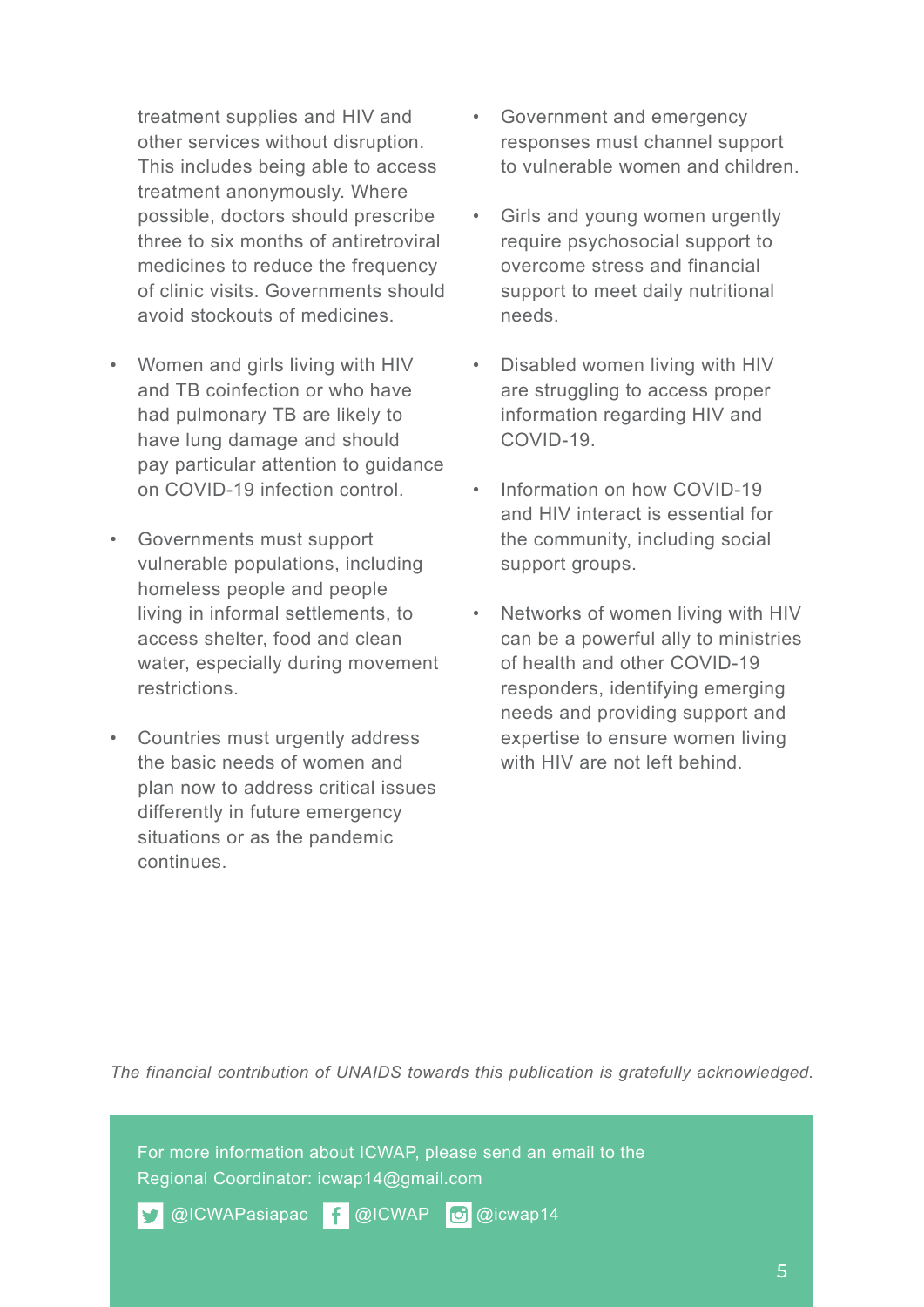treatment supplies and HIV and other services without disruption. This includes being able to access treatment anonymously. Where possible, doctors should prescribe three to six months of antiretroviral medicines to reduce the frequency of clinic visits. Governments should avoid stockouts of medicines.

- Women and girls living with HIV and TB coinfection or who have had pulmonary TB are likely to have lung damage and should pay particular attention to guidance on COVID-19 infection control.
- Governments must support vulnerable populations, including homeless people and people living in informal settlements, to access shelter, food and clean water, especially during movement restrictions.
- Countries must urgently address the basic needs of women and plan now to address critical issues differently in future emergency situations or as the pandemic continues.
- Government and emergency responses must channel support to vulnerable women and children.
- Girls and young women urgently require psychosocial support to overcome stress and financial support to meet daily nutritional needs.
- Disabled women living with HIV are struggling to access proper information regarding HIV and COVID-19.
- Information on how COVID-19 and HIV interact is essential for the community, including social support groups.
- Networks of women living with HIV can be a powerful ally to ministries of health and other COVID-19 responders, identifying emerging needs and providing support and expertise to ensure women living with HIV are not left behind.

*The financial contribution of UNAIDS towards this publication is gratefully acknowledged.*

For more information about ICWAP, please send an email to the Regional Coordinator: icwap14@gmail.com

@ICWAPasiapac @ICWAP @icwap14